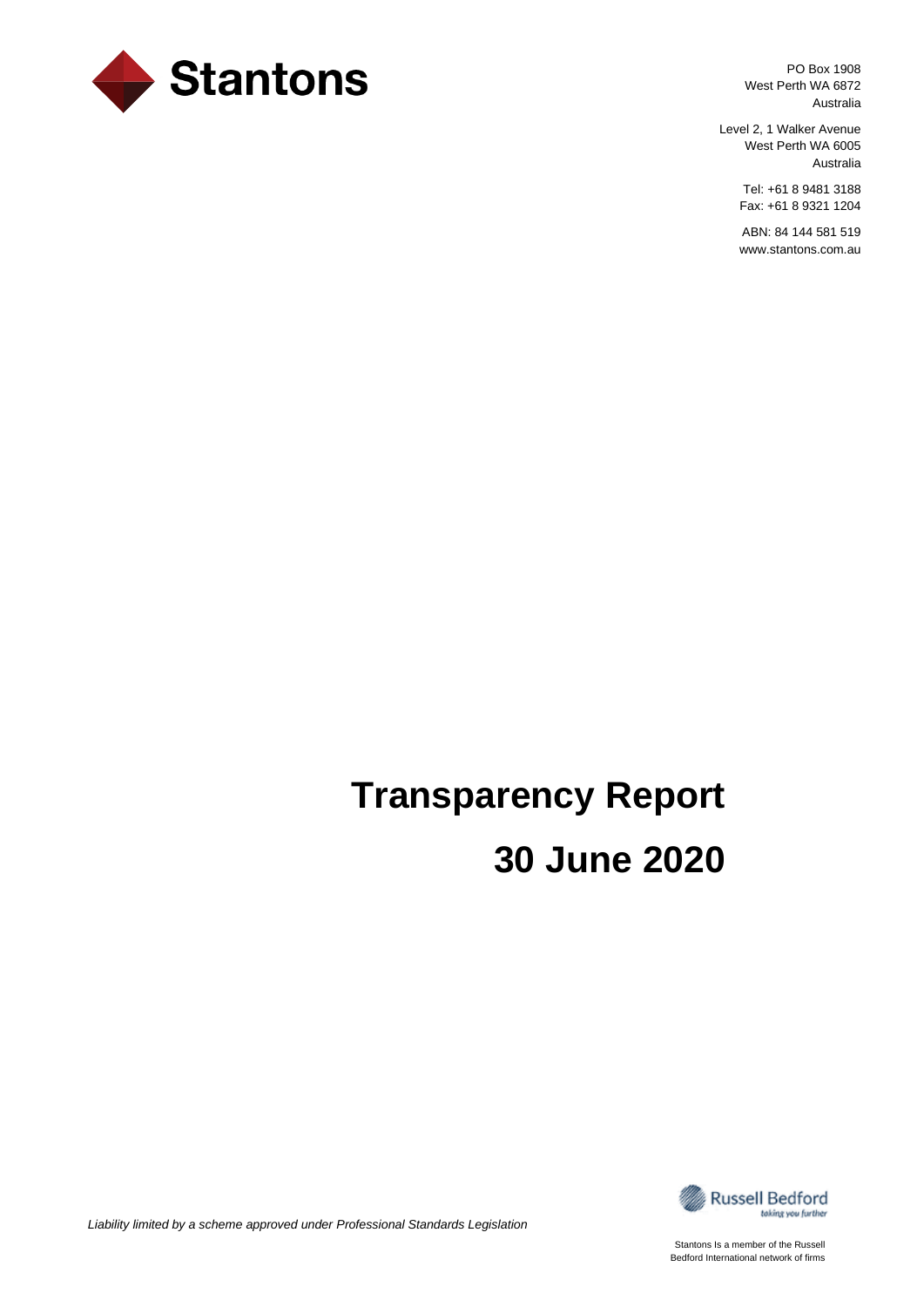Stantons

PO Box 1908
West Perth WA 6872
Australia

Level 2, 1 Walker Avenue
West Perth WA 6005
Australia

Tel: +61 8 9481 3188
Fax: +61 8 9321 1204

ABN: 84 144 581 519
www.stantons.com.au

# Transparency Report

# 30 June 2020

*Liability limited by a scheme approved under Professional Standards Legislation*

Russell Bedford
taking you further

Stantons Is a member of the Russell Bedford International network of firms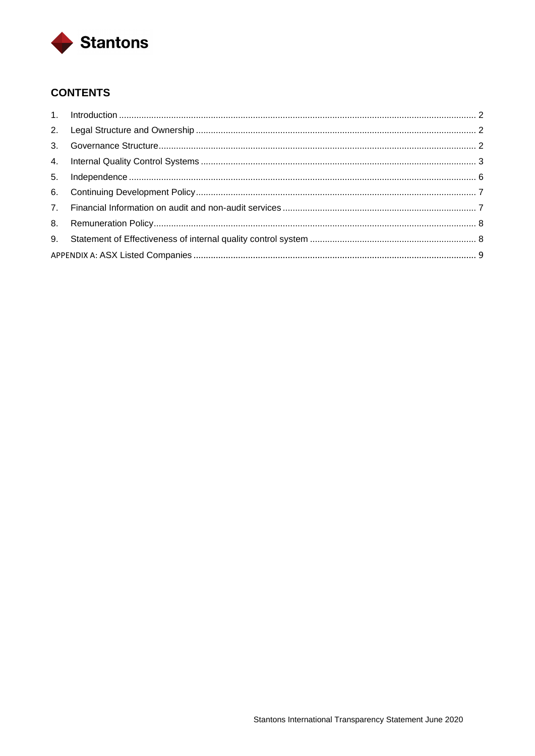## CONTENTS

1. Introduction ..... 2
2. Legal Structure and Ownership ..... 2
3. Governance Structure ..... 2
4. Internal Quality Control Systems ..... 3
5. Independence ..... 6
6. Continuing Development Policy ..... 7
7. Financial Information on audit and non-audit services ..... 7
8. Remuneration Policy ..... 8
9. Statement of Effectiveness of internal quality control system ..... 8

APPENDIX A: ASX Listed Companies ..... 9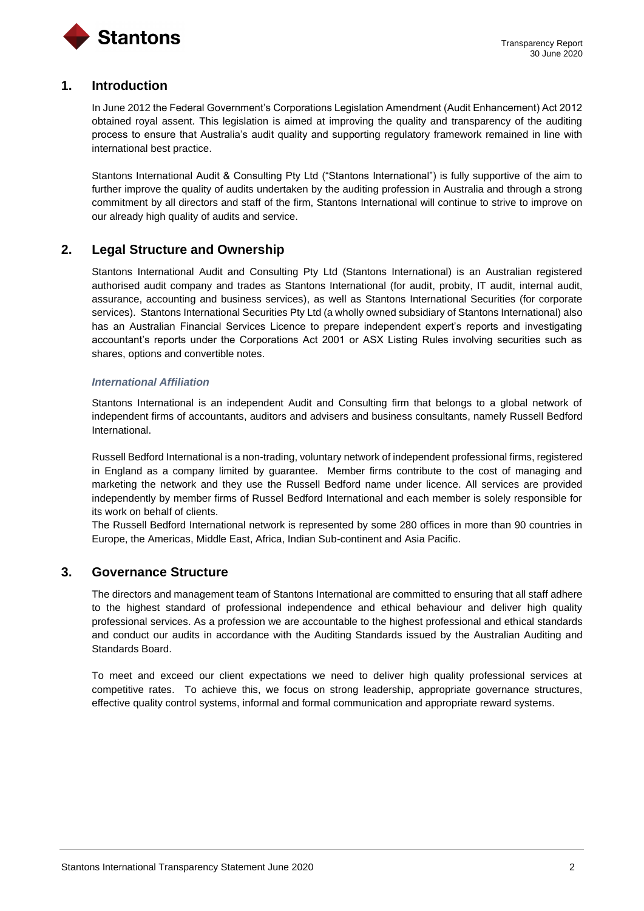## 1. Introduction

In June 2012 the Federal Government's Corporations Legislation Amendment (Audit Enhancement) Act 2012 obtained royal assent. This legislation is aimed at improving the quality and transparency of the auditing process to ensure that Australia's audit quality and supporting regulatory framework remained in line with international best practice.

Stantons International Audit & Consulting Pty Ltd ("Stantons International") is fully supportive of the aim to further improve the quality of audits undertaken by the auditing profession in Australia and through a strong commitment by all directors and staff of the firm, Stantons International will continue to strive to improve on our already high quality of audits and service.

## 2. Legal Structure and Ownership

Stantons International Audit and Consulting Pty Ltd (Stantons International) is an Australian registered authorised audit company and trades as Stantons International (for audit, probity, IT audit, internal audit, assurance, accounting and business services), as well as Stantons International Securities (for corporate services). Stantons International Securities Pty Ltd (a wholly owned subsidiary of Stantons International) also has an Australian Financial Services Licence to prepare independent expert's reports and investigating accountant's reports under the Corporations Act 2001 or ASX Listing Rules involving securities such as shares, options and convertible notes.

### *International Affiliation*

Stantons International is an independent Audit and Consulting firm that belongs to a global network of independent firms of accountants, auditors and advisers and business consultants, namely Russell Bedford International.

Russell Bedford International is a non-trading, voluntary network of independent professional firms, registered in England as a company limited by guarantee. Member firms contribute to the cost of managing and marketing the network and they use the Russell Bedford name under licence. All services are provided independently by member firms of Russel Bedford International and each member is solely responsible for its work on behalf of clients.

The Russell Bedford International network is represented by some 280 offices in more than 90 countries in Europe, the Americas, Middle East, Africa, Indian Sub-continent and Asia Pacific.

## 3. Governance Structure

The directors and management team of Stantons International are committed to ensuring that all staff adhere to the highest standard of professional independence and ethical behaviour and deliver high quality professional services. As a profession we are accountable to the highest professional and ethical standards and conduct our audits in accordance with the Auditing Standards issued by the Australian Auditing and Standards Board.

To meet and exceed our client expectations we need to deliver high quality professional services at competitive rates. To achieve this, we focus on strong leadership, appropriate governance structures, effective quality control systems, informal and formal communication and appropriate reward systems.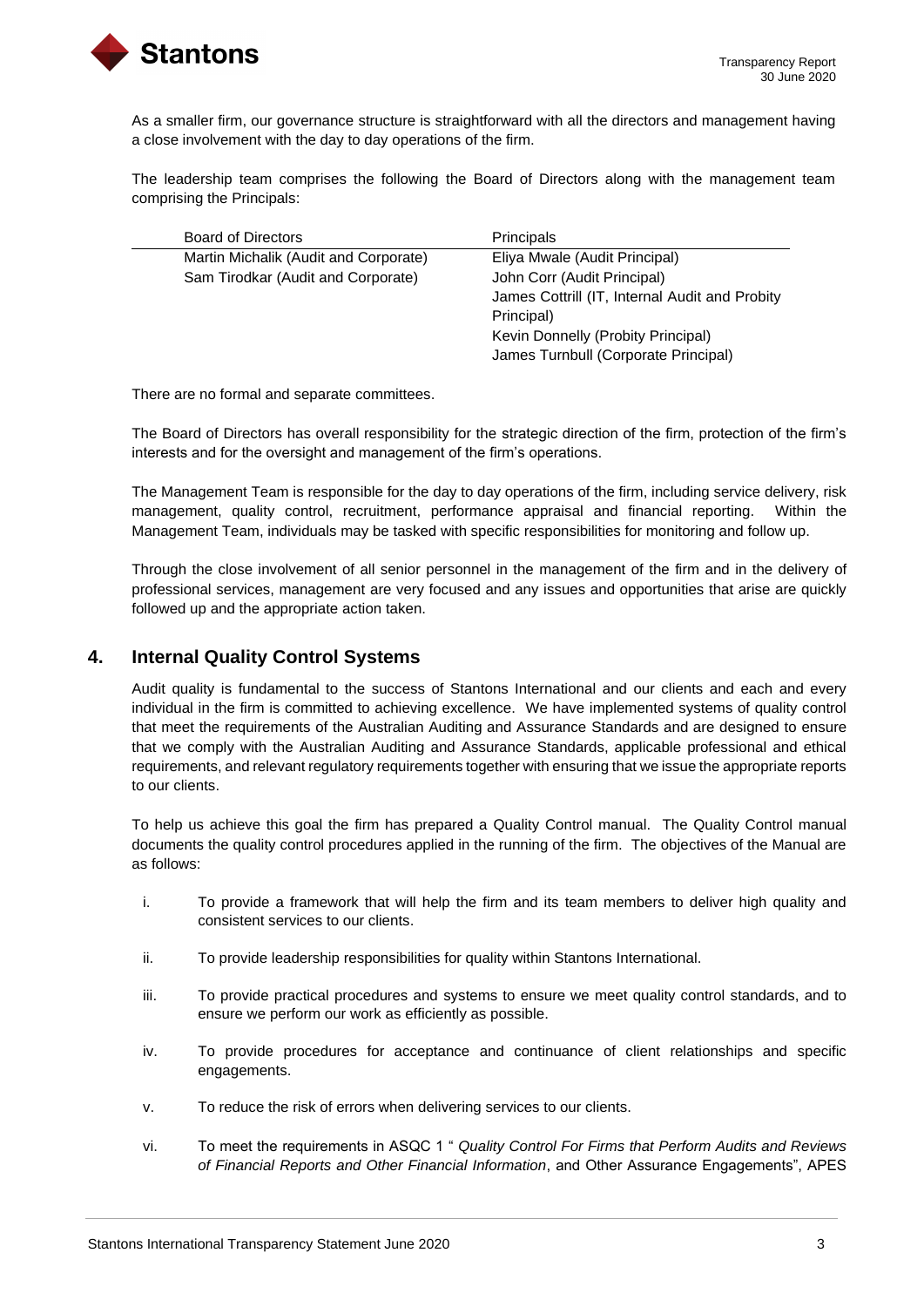As a smaller firm, our governance structure is straightforward with all the directors and management having a close involvement with the day to day operations of the firm.

The leadership team comprises the following the Board of Directors along with the management team comprising the Principals:

| Board of Directors | Principals |
|---|---|
| Martin Michalik (Audit and Corporate) | Eliya Mwale (Audit Principal) |
| Sam Tirodkar (Audit and Corporate) | John Corr (Audit Principal) |
| | James Cottrill (IT, Internal Audit and Probity Principal) |
| | Kevin Donnelly (Probity Principal) |
| | James Turnbull (Corporate Principal) |

There are no formal and separate committees.

The Board of Directors has overall responsibility for the strategic direction of the firm, protection of the firm's interests and for the oversight and management of the firm's operations.

The Management Team is responsible for the day to day operations of the firm, including service delivery, risk management, quality control, recruitment, performance appraisal and financial reporting. Within the Management Team, individuals may be tasked with specific responsibilities for monitoring and follow up.

Through the close involvement of all senior personnel in the management of the firm and in the delivery of professional services, management are very focused and any issues and opportunities that arise are quickly followed up and the appropriate action taken.

## 4. Internal Quality Control Systems

Audit quality is fundamental to the success of Stantons International and our clients and each and every individual in the firm is committed to achieving excellence. We have implemented systems of quality control that meet the requirements of the Australian Auditing and Assurance Standards and are designed to ensure that we comply with the Australian Auditing and Assurance Standards, applicable professional and ethical requirements, and relevant regulatory requirements together with ensuring that we issue the appropriate reports to our clients.

To help us achieve this goal the firm has prepared a Quality Control manual. The Quality Control manual documents the quality control procedures applied in the running of the firm. The objectives of the Manual are as follows:

i. To provide a framework that will help the firm and its team members to deliver high quality and consistent services to our clients.

ii. To provide leadership responsibilities for quality within Stantons International.

iii. To provide practical procedures and systems to ensure we meet quality control standards, and to ensure we perform our work as efficiently as possible.

iv. To provide procedures for acceptance and continuance of client relationships and specific engagements.

v. To reduce the risk of errors when delivering services to our clients.

vi. To meet the requirements in ASQC 1 " *Quality Control For Firms that Perform Audits and Reviews of Financial Reports and Other Financial Information*, and Other Assurance Engagements", APES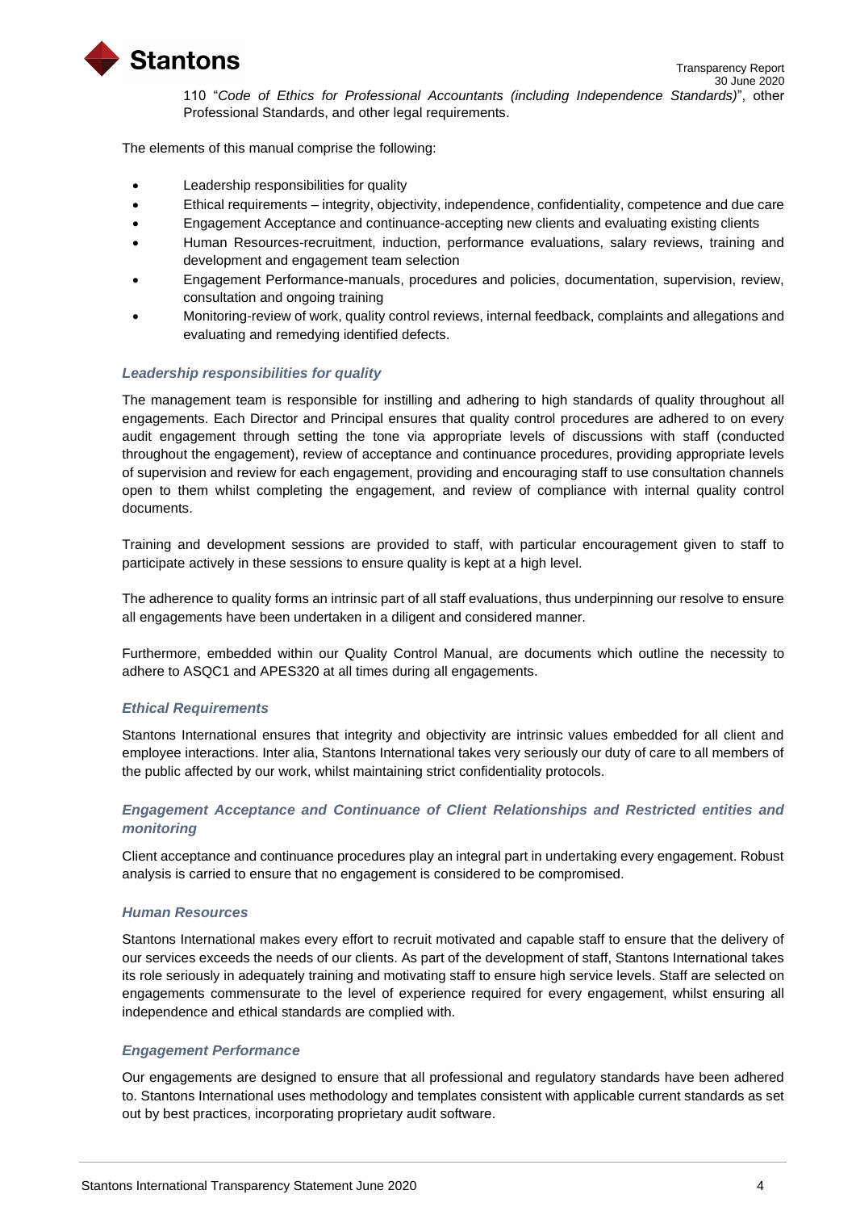110 "*Code of Ethics for Professional Accountants (including Independence Standards)*", other Professional Standards, and other legal requirements.

The elements of this manual comprise the following:

- Leadership responsibilities for quality
- Ethical requirements – integrity, objectivity, independence, confidentiality, competence and due care
- Engagement Acceptance and continuance-accepting new clients and evaluating existing clients
- Human Resources-recruitment, induction, performance evaluations, salary reviews, training and development and engagement team selection
- Engagement Performance-manuals, procedures and policies, documentation, supervision, review, consultation and ongoing training
- Monitoring-review of work, quality control reviews, internal feedback, complaints and allegations and evaluating and remedying identified defects.

### *Leadership responsibilities for quality*

The management team is responsible for instilling and adhering to high standards of quality throughout all engagements. Each Director and Principal ensures that quality control procedures are adhered to on every audit engagement through setting the tone via appropriate levels of discussions with staff (conducted throughout the engagement), review of acceptance and continuance procedures, providing appropriate levels of supervision and review for each engagement, providing and encouraging staff to use consultation channels open to them whilst completing the engagement, and review of compliance with internal quality control documents.

Training and development sessions are provided to staff, with particular encouragement given to staff to participate actively in these sessions to ensure quality is kept at a high level.

The adherence to quality forms an intrinsic part of all staff evaluations, thus underpinning our resolve to ensure all engagements have been undertaken in a diligent and considered manner.

Furthermore, embedded within our Quality Control Manual, are documents which outline the necessity to adhere to ASQC1 and APES320 at all times during all engagements.

### *Ethical Requirements*

Stantons International ensures that integrity and objectivity are intrinsic values embedded for all client and employee interactions. Inter alia, Stantons International takes very seriously our duty of care to all members of the public affected by our work, whilst maintaining strict confidentiality protocols.

### *Engagement Acceptance and Continuance of Client Relationships and Restricted entities and monitoring*

Client acceptance and continuance procedures play an integral part in undertaking every engagement. Robust analysis is carried to ensure that no engagement is considered to be compromised.

### *Human Resources*

Stantons International makes every effort to recruit motivated and capable staff to ensure that the delivery of our services exceeds the needs of our clients. As part of the development of staff, Stantons International takes its role seriously in adequately training and motivating staff to ensure high service levels. Staff are selected on engagements commensurate to the level of experience required for every engagement, whilst ensuring all independence and ethical standards are complied with.

### *Engagement Performance*

Our engagements are designed to ensure that all professional and regulatory standards have been adhered to. Stantons International uses methodology and templates consistent with applicable current standards as set out by best practices, incorporating proprietary audit software.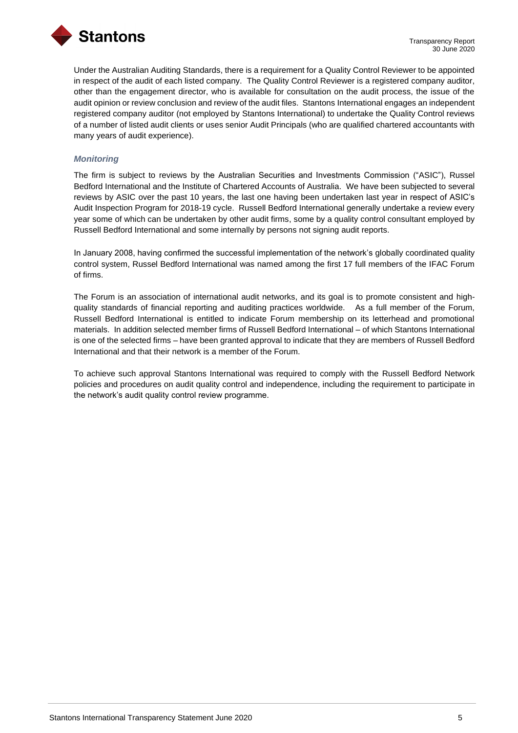Under the Australian Auditing Standards, there is a requirement for a Quality Control Reviewer to be appointed in respect of the audit of each listed company. The Quality Control Reviewer is a registered company auditor, other than the engagement director, who is available for consultation on the audit process, the issue of the audit opinion or review conclusion and review of the audit files. Stantons International engages an independent registered company auditor (not employed by Stantons International) to undertake the Quality Control reviews of a number of listed audit clients or uses senior Audit Principals (who are qualified chartered accountants with many years of audit experience).

### *Monitoring*

The firm is subject to reviews by the Australian Securities and Investments Commission ("ASIC"), Russel Bedford International and the Institute of Chartered Accounts of Australia. We have been subjected to several reviews by ASIC over the past 10 years, the last one having been undertaken last year in respect of ASIC's Audit Inspection Program for 2018-19 cycle. Russell Bedford International generally undertake a review every year some of which can be undertaken by other audit firms, some by a quality control consultant employed by Russell Bedford International and some internally by persons not signing audit reports.

In January 2008, having confirmed the successful implementation of the network's globally coordinated quality control system, Russel Bedford International was named among the first 17 full members of the IFAC Forum of firms.

The Forum is an association of international audit networks, and its goal is to promote consistent and high-quality standards of financial reporting and auditing practices worldwide. As a full member of the Forum, Russell Bedford International is entitled to indicate Forum membership on its letterhead and promotional materials. In addition selected member firms of Russell Bedford International – of which Stantons International is one of the selected firms – have been granted approval to indicate that they are members of Russell Bedford International and that their network is a member of the Forum.

To achieve such approval Stantons International was required to comply with the Russell Bedford Network policies and procedures on audit quality control and independence, including the requirement to participate in the network's audit quality control review programme.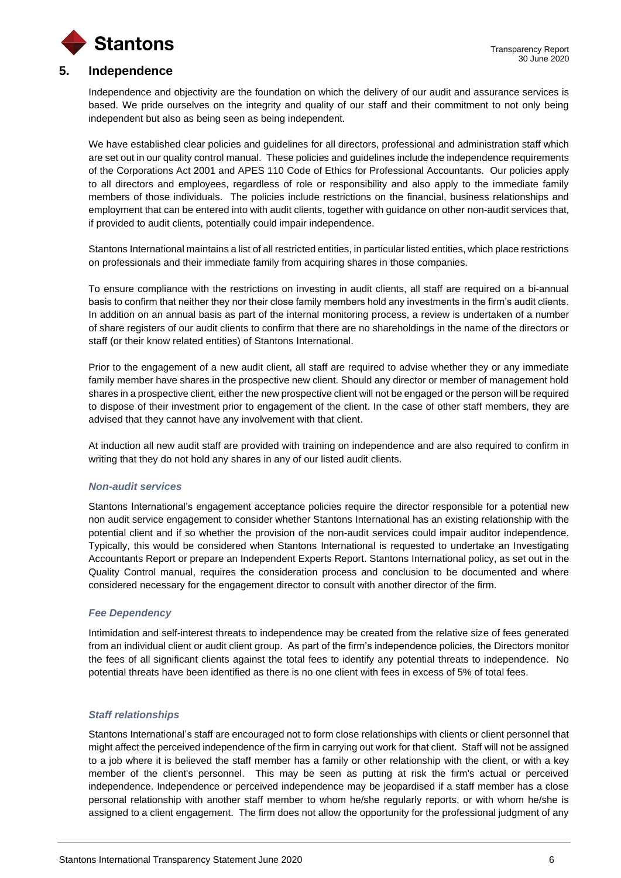## 5. Independence

Independence and objectivity are the foundation on which the delivery of our audit and assurance services is based. We pride ourselves on the integrity and quality of our staff and their commitment to not only being independent but also as being seen as being independent.

We have established clear policies and guidelines for all directors, professional and administration staff which are set out in our quality control manual. These policies and guidelines include the independence requirements of the Corporations Act 2001 and APES 110 Code of Ethics for Professional Accountants. Our policies apply to all directors and employees, regardless of role or responsibility and also apply to the immediate family members of those individuals. The policies include restrictions on the financial, business relationships and employment that can be entered into with audit clients, together with guidance on other non-audit services that, if provided to audit clients, potentially could impair independence.

Stantons International maintains a list of all restricted entities, in particular listed entities, which place restrictions on professionals and their immediate family from acquiring shares in those companies.

To ensure compliance with the restrictions on investing in audit clients, all staff are required on a bi-annual basis to confirm that neither they nor their close family members hold any investments in the firm's audit clients. In addition on an annual basis as part of the internal monitoring process, a review is undertaken of a number of share registers of our audit clients to confirm that there are no shareholdings in the name of the directors or staff (or their know related entities) of Stantons International.

Prior to the engagement of a new audit client, all staff are required to advise whether they or any immediate family member have shares in the prospective new client. Should any director or member of management hold shares in a prospective client, either the new prospective client will not be engaged or the person will be required to dispose of their investment prior to engagement of the client. In the case of other staff members, they are advised that they cannot have any involvement with that client.

At induction all new audit staff are provided with training on independence and are also required to confirm in writing that they do not hold any shares in any of our listed audit clients.

### *Non-audit services*

Stantons International's engagement acceptance policies require the director responsible for a potential new non audit service engagement to consider whether Stantons International has an existing relationship with the potential client and if so whether the provision of the non-audit services could impair auditor independence. Typically, this would be considered when Stantons International is requested to undertake an Investigating Accountants Report or prepare an Independent Experts Report. Stantons International policy, as set out in the Quality Control manual, requires the consideration process and conclusion to be documented and where considered necessary for the engagement director to consult with another director of the firm.

### *Fee Dependency*

Intimidation and self-interest threats to independence may be created from the relative size of fees generated from an individual client or audit client group. As part of the firm's independence policies, the Directors monitor the fees of all significant clients against the total fees to identify any potential threats to independence. No potential threats have been identified as there is no one client with fees in excess of 5% of total fees.

### *Staff relationships*

Stantons International's staff are encouraged not to form close relationships with clients or client personnel that might affect the perceived independence of the firm in carrying out work for that client. Staff will not be assigned to a job where it is believed the staff member has a family or other relationship with the client, or with a key member of the client's personnel. This may be seen as putting at risk the firm's actual or perceived independence. Independence or perceived independence may be jeopardised if a staff member has a close personal relationship with another staff member to whom he/she regularly reports, or with whom he/she is assigned to a client engagement. The firm does not allow the opportunity for the professional judgment of any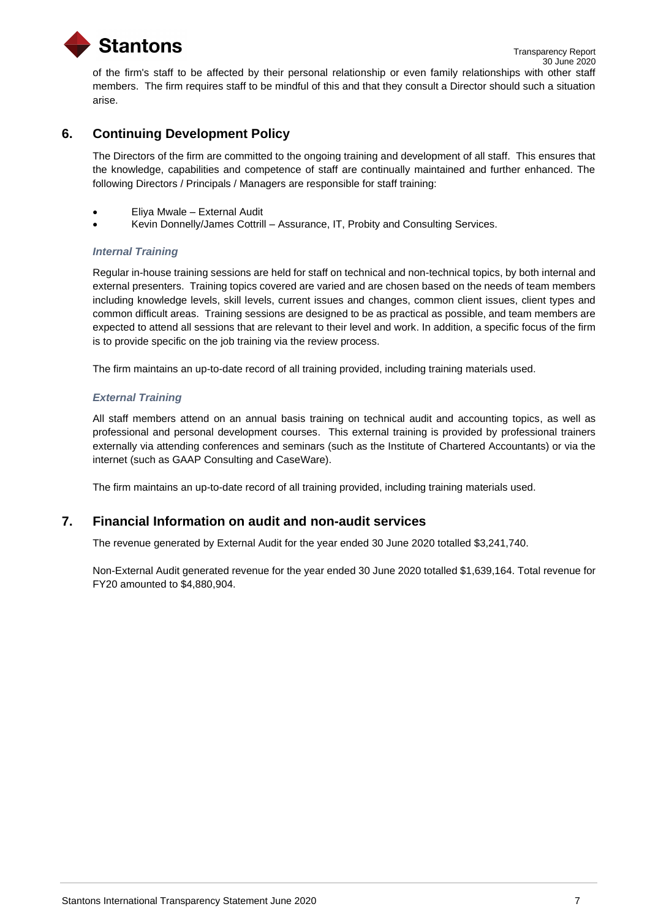of the firm's staff to be affected by their personal relationship or even family relationships with other staff members. The firm requires staff to be mindful of this and that they consult a Director should such a situation arise.

## 6. Continuing Development Policy

The Directors of the firm are committed to the ongoing training and development of all staff. This ensures that the knowledge, capabilities and competence of staff are continually maintained and further enhanced. The following Directors / Principals / Managers are responsible for staff training:

- Eliya Mwale – External Audit
- Kevin Donnelly/James Cottrill – Assurance, IT, Probity and Consulting Services.

### *Internal Training*

Regular in-house training sessions are held for staff on technical and non-technical topics, by both internal and external presenters. Training topics covered are varied and are chosen based on the needs of team members including knowledge levels, skill levels, current issues and changes, common client issues, client types and common difficult areas. Training sessions are designed to be as practical as possible, and team members are expected to attend all sessions that are relevant to their level and work. In addition, a specific focus of the firm is to provide specific on the job training via the review process.

The firm maintains an up-to-date record of all training provided, including training materials used.

### *External Training*

All staff members attend on an annual basis training on technical audit and accounting topics, as well as professional and personal development courses. This external training is provided by professional trainers externally via attending conferences and seminars (such as the Institute of Chartered Accountants) or via the internet (such as GAAP Consulting and CaseWare).

The firm maintains an up-to-date record of all training provided, including training materials used.

## 7. Financial Information on audit and non-audit services

The revenue generated by External Audit for the year ended 30 June 2020 totalled $3,241,740.

Non-External Audit generated revenue for the year ended 30 June 2020 totalled $1,639,164. Total revenue for FY20 amounted to $4,880,904.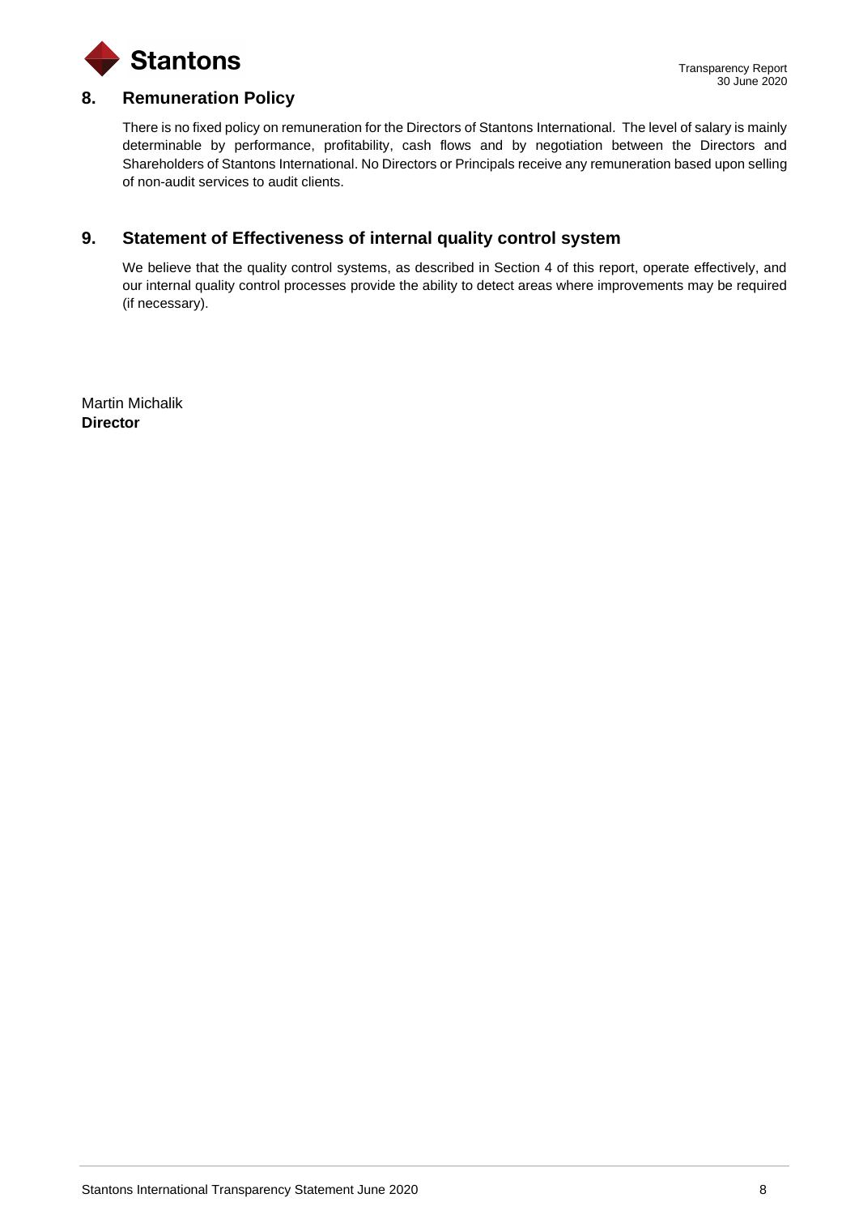## 8. Remuneration Policy

There is no fixed policy on remuneration for the Directors of Stantons International. The level of salary is mainly determinable by performance, profitability, cash flows and by negotiation between the Directors and Shareholders of Stantons International. No Directors or Principals receive any remuneration based upon selling of non-audit services to audit clients.

## 9. Statement of Effectiveness of internal quality control system

We believe that the quality control systems, as described in Section 4 of this report, operate effectively, and our internal quality control processes provide the ability to detect areas where improvements may be required (if necessary).

Martin Michalik
**Director**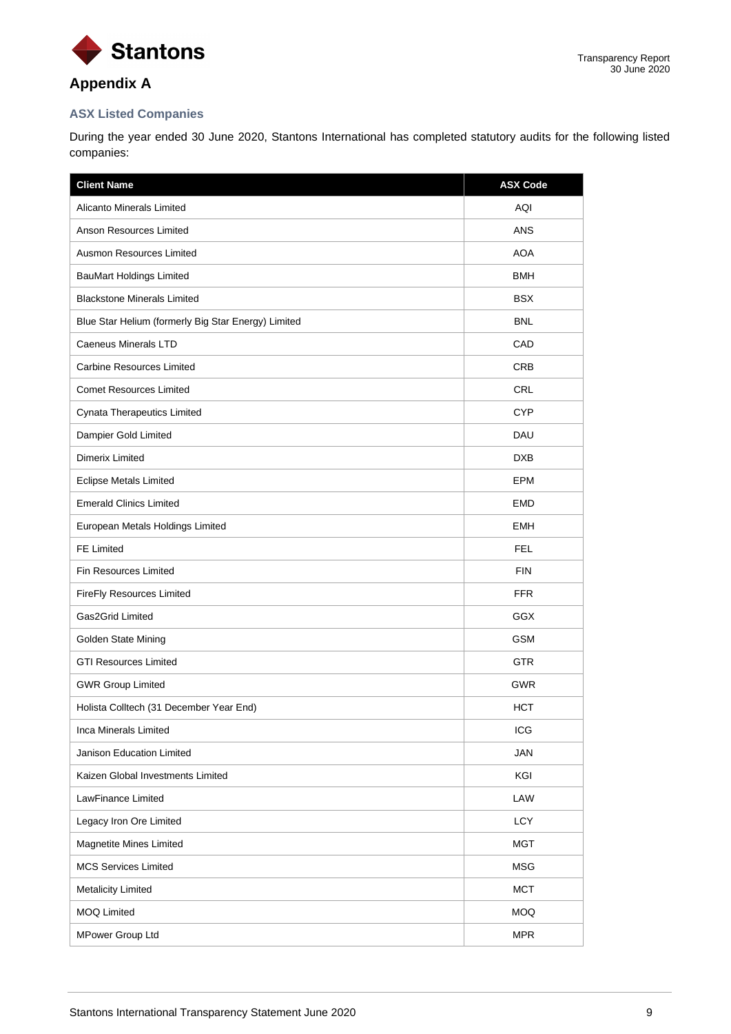## Appendix A

### ASX Listed Companies

During the year ended 30 June 2020, Stantons International has completed statutory audits for the following listed companies:

| Client Name | ASX Code |
| --- | --- |
| Alicanto Minerals Limited | AQI |
| Anson Resources Limited | ANS |
| Ausmon Resources Limited | AOA |
| BauMart Holdings Limited | BMH |
| Blackstone Minerals Limited | BSX |
| Blue Star Helium (formerly Big Star Energy) Limited | BNL |
| Caeneus Minerals LTD | CAD |
| Carbine Resources Limited | CRB |
| Comet Resources Limited | CRL |
| Cynata Therapeutics Limited | CYP |
| Dampier Gold Limited | DAU |
| Dimerix Limited | DXB |
| Eclipse Metals Limited | EPM |
| Emerald Clinics Limited | EMD |
| European Metals Holdings Limited | EMH |
| FE Limited | FEL |
| Fin Resources Limited | FIN |
| FireFly Resources Limited | FFR |
| Gas2Grid Limited | GGX |
| Golden State Mining | GSM |
| GTI Resources Limited | GTR |
| GWR Group Limited | GWR |
| Holista Colltech (31 December Year End) | HCT |
| Inca Minerals Limited | ICG |
| Janison Education Limited | JAN |
| Kaizen Global Investments Limited | KGI |
| LawFinance Limited | LAW |
| Legacy Iron Ore Limited | LCY |
| Magnetite Mines Limited | MGT |
| MCS Services Limited | MSG |
| Metalicity Limited | MCT |
| MOQ Limited | MOQ |
| MPower Group Ltd | MPR |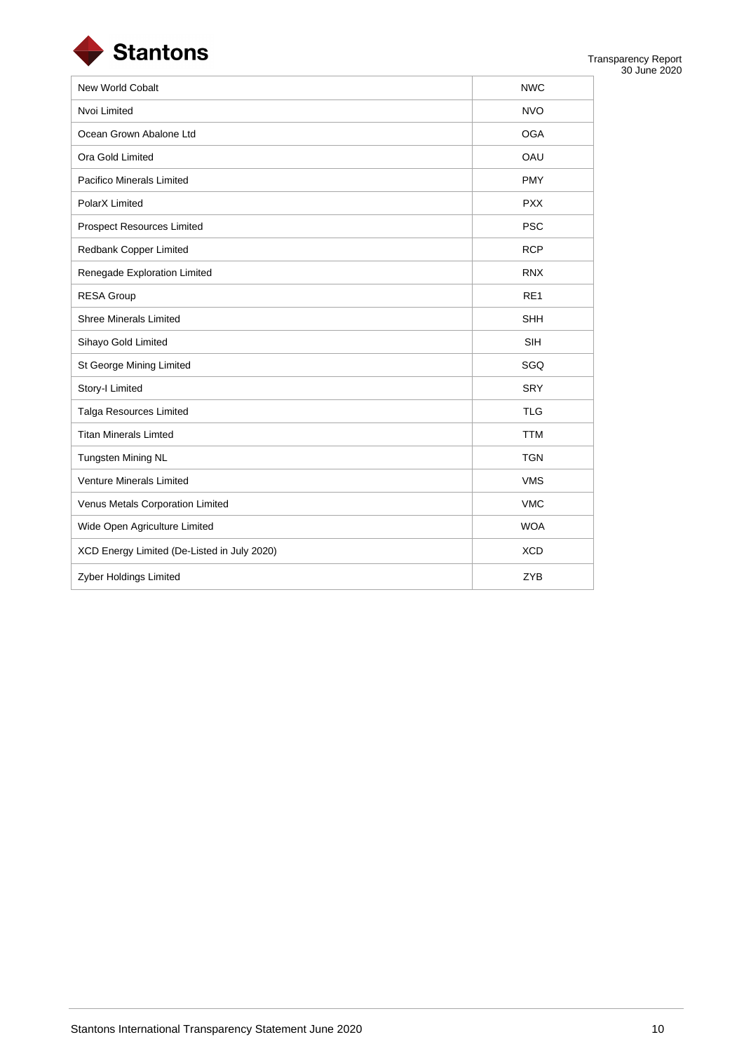| | |
|---|---|
| New World Cobalt | NWC |
| Nvoi Limited | NVO |
| Ocean Grown Abalone Ltd | OGA |
| Ora Gold Limited | OAU |
| Pacifico Minerals Limited | PMY |
| PolarX Limited | PXX |
| Prospect Resources Limited | PSC |
| Redbank Copper Limited | RCP |
| Renegade Exploration Limited | RNX |
| RESA Group | RE1 |
| Shree Minerals Limited | SHH |
| Sihayo Gold Limited | SIH |
| St George Mining Limited | SGQ |
| Story-I Limited | SRY |
| Talga Resources Limited | TLG |
| Titan Minerals Limted | TTM |
| Tungsten Mining NL | TGN |
| Venture Minerals Limited | VMS |
| Venus Metals Corporation Limited | VMC |
| Wide Open Agriculture Limited | WOA |
| XCD Energy Limited (De-Listed in July 2020) | XCD |
| Zyber Holdings Limited | ZYB |